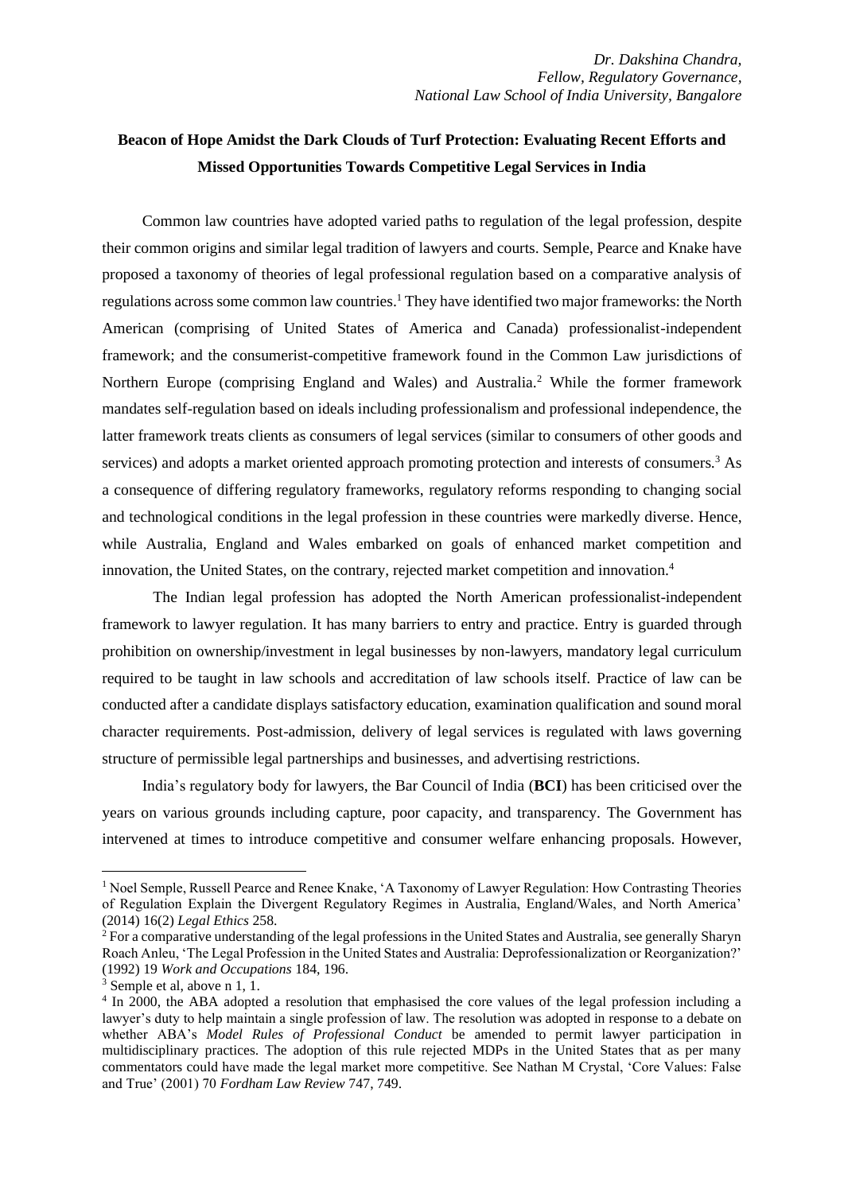*Dr. Dakshina Chandra,*
*Fellow, Regulatory Governance,*
*National Law School of India University, Bangalore*

# Beacon of Hope Amidst the Dark Clouds of Turf Protection: Evaluating Recent Efforts and Missed Opportunities Towards Competitive Legal Services in India

Common law countries have adopted varied paths to regulation of the legal profession, despite their common origins and similar legal tradition of lawyers and courts. Semple, Pearce and Knake have proposed a taxonomy of theories of legal professional regulation based on a comparative analysis of regulations across some common law countries.[1] They have identified two major frameworks: the North American (comprising of United States of America and Canada) professionalist-independent framework; and the consumerist-competitive framework found in the Common Law jurisdictions of Northern Europe (comprising England and Wales) and Australia.[2] While the former framework mandates self-regulation based on ideals including professionalism and professional independence, the latter framework treats clients as consumers of legal services (similar to consumers of other goods and services) and adopts a market oriented approach promoting protection and interests of consumers.[3] As a consequence of differing regulatory frameworks, regulatory reforms responding to changing social and technological conditions in the legal profession in these countries were markedly diverse. Hence, while Australia, England and Wales embarked on goals of enhanced market competition and innovation, the United States, on the contrary, rejected market competition and innovation.[4]

The Indian legal profession has adopted the North American professionalist-independent framework to lawyer regulation. It has many barriers to entry and practice. Entry is guarded through prohibition on ownership/investment in legal businesses by non-lawyers, mandatory legal curriculum required to be taught in law schools and accreditation of law schools itself. Practice of law can be conducted after a candidate displays satisfactory education, examination qualification and sound moral character requirements. Post-admission, delivery of legal services is regulated with laws governing structure of permissible legal partnerships and businesses, and advertising restrictions.

India's regulatory body for lawyers, the Bar Council of India (**BCI**) has been criticised over the years on various grounds including capture, poor capacity, and transparency. The Government has intervened at times to introduce competitive and consumer welfare enhancing proposals. However,

---

[1] Noel Semple, Russell Pearce and Renee Knake, 'A Taxonomy of Lawyer Regulation: How Contrasting Theories of Regulation Explain the Divergent Regulatory Regimes in Australia, England/Wales, and North America' (2014) 16(2) *Legal Ethics* 258.

[2] For a comparative understanding of the legal professions in the United States and Australia, see generally Sharyn Roach Anleu, 'The Legal Profession in the United States and Australia: Deprofessionalization or Reorganization?' (1992) 19 *Work and Occupations* 184, 196.

[3] Semple et al, above n 1, 1.

[4] In 2000, the ABA adopted a resolution that emphasised the core values of the legal profession including a lawyer's duty to help maintain a single profession of law. The resolution was adopted in response to a debate on whether ABA's *Model Rules of Professional Conduct* be amended to permit lawyer participation in multidisciplinary practices. The adoption of this rule rejected MDPs in the United States that as per many commentators could have made the legal market more competitive. See Nathan M Crystal, 'Core Values: False and True' (2001) 70 *Fordham Law Review* 747, 749.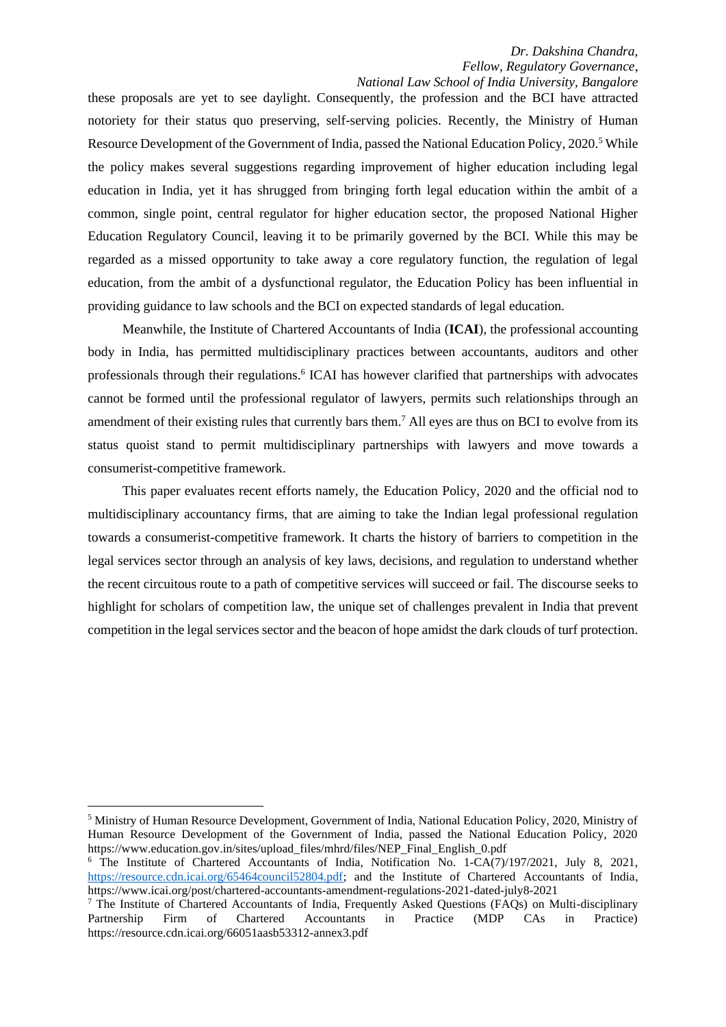these proposals are yet to see daylight. Consequently, the profession and the BCI have attracted notoriety for their status quo preserving, self-serving policies. Recently, the Ministry of Human Resource Development of the Government of India, passed the National Education Policy, 2020.[5] While the policy makes several suggestions regarding improvement of higher education including legal education in India, yet it has shrugged from bringing forth legal education within the ambit of a common, single point, central regulator for higher education sector, the proposed National Higher Education Regulatory Council, leaving it to be primarily governed by the BCI. While this may be regarded as a missed opportunity to take away a core regulatory function, the regulation of legal education, from the ambit of a dysfunctional regulator, the Education Policy has been influential in providing guidance to law schools and the BCI on expected standards of legal education.

Meanwhile, the Institute of Chartered Accountants of India (**ICAI**), the professional accounting body in India, has permitted multidisciplinary practices between accountants, auditors and other professionals through their regulations.[6] ICAI has however clarified that partnerships with advocates cannot be formed until the professional regulator of lawyers, permits such relationships through an amendment of their existing rules that currently bars them.[7] All eyes are thus on BCI to evolve from its status quoist stand to permit multidisciplinary partnerships with lawyers and move towards a consumerist-competitive framework.

This paper evaluates recent efforts namely, the Education Policy, 2020 and the official nod to multidisciplinary accountancy firms, that are aiming to take the Indian legal professional regulation towards a consumerist-competitive framework. It charts the history of barriers to competition in the legal services sector through an analysis of key laws, decisions, and regulation to understand whether the recent circuitous route to a path of competitive services will succeed or fail. The discourse seeks to highlight for scholars of competition law, the unique set of challenges prevalent in India that prevent competition in the legal services sector and the beacon of hope amidst the dark clouds of turf protection.

---

[5] Ministry of Human Resource Development, Government of India, National Education Policy, 2020, Ministry of Human Resource Development of the Government of India, passed the National Education Policy, 2020 https://www.education.gov.in/sites/upload_files/mhrd/files/NEP_Final_English_0.pdf

[6] The Institute of Chartered Accountants of India, Notification No. 1-CA(7)/197/2021, July 8, 2021, https://resource.cdn.icai.org/65464council52804.pdf; and the Institute of Chartered Accountants of India, https://www.icai.org/post/chartered-accountants-amendment-regulations-2021-dated-july8-2021

[7] The Institute of Chartered Accountants of India, Frequently Asked Questions (FAQs) on Multi-disciplinary Partnership Firm of Chartered Accountants in Practice (MDP CAs in Practice) https://resource.cdn.icai.org/66051aasb53312-annex3.pdf